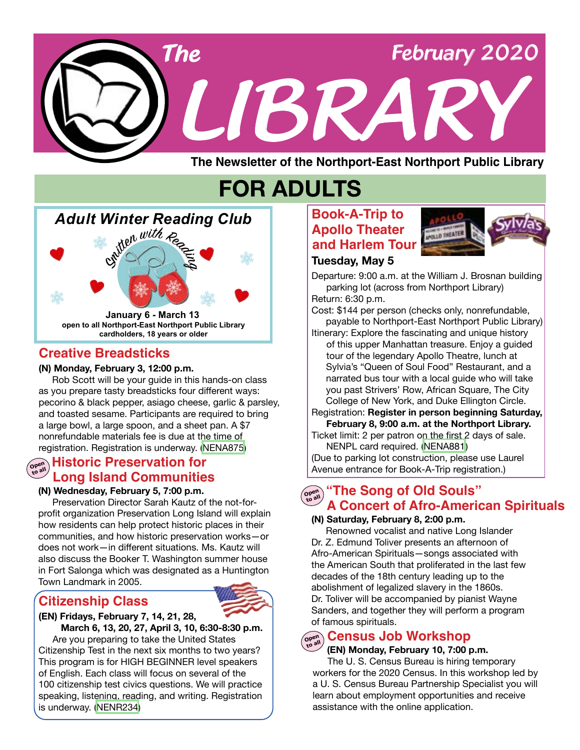# The LIBRARY

February 2020

The Newsletter of the Northport-East Northport Public Library

## FOR ADULTS

### Adult Winter Reading Club

*Smitten with Reading*

**January 6 - March 13**
**open to all Northport-East Northport Public Library cardholders, 18 years or older**

### Creative Breadsticks

**(N) Monday, February 3, 12:00 p.m.**

Rob Scott will be your guide in this hands-on class as you prepare tasty breadsticks four different ways: pecorino & black pepper, asiago cheese, garlic & parsley, and toasted sesame. Participants are required to bring a large bowl, a large spoon, and a sheet pan. A $7 nonrefundable materials fee is due at the time of registration. Registration is underway. (NENA875)

### Historic Preservation for Long Island Communities

Open to all

**(N) Wednesday, February 5, 7:00 p.m.**

Preservation Director Sarah Kautz of the not-for-profit organization Preservation Long Island will explain how residents can help protect historic places in their communities, and how historic preservation works—or does not work—in different situations. Ms. Kautz will also discuss the Booker T. Washington summer house in Fort Salonga which was designated as a Huntington Town Landmark in 2005.

### Citizenship Class

**(EN) Fridays, February 7, 14, 21, 28, March 6, 13, 20, 27, April 3, 10, 6:30-8:30 p.m.**

Are you preparing to take the United States Citizenship Test in the next six months to two years? This program is for HIGH BEGINNER level speakers of English. Each class will focus on several of the 100 citizenship test civics questions. We will practice speaking, listening, reading, and writing. Registration is underway. (NENR234)

### Book-A-Trip to Apollo Theater and Harlem Tour

**Tuesday, May 5**

Departure: 9:00 a.m. at the William J. Brosnan building parking lot (across from Northport Library)

Return: 6:30 p.m.

Cost: $144 per person (checks only, nonrefundable, payable to Northport-East Northport Public Library)

Itinerary: Explore the fascinating and unique history of this upper Manhattan treasure. Enjoy a guided tour of the legendary Apollo Theatre, lunch at Sylvia's "Queen of Soul Food" Restaurant, and a narrated bus tour with a local guide who will take you past Strivers' Row, African Square, The City College of New York, and Duke Ellington Circle.

Registration: **Register in person beginning Saturday, February 8, 9:00 a.m. at the Northport Library.**

Ticket limit: 2 per patron on the first 2 days of sale. NENPL card required. (NENA881)

(Due to parking lot construction, please use Laurel Avenue entrance for Book-A-Trip registration.)

### "The Song of Old Souls" A Concert of Afro-American Spirituals

Open to all

**(N) Saturday, February 8, 2:00 p.m.**

Renowned vocalist and native Long Islander Dr. Z. Edmund Toliver presents an afternoon of Afro-American Spirituals—songs associated with the American South that proliferated in the last few decades of the 18th century leading up to the abolishment of legalized slavery in the 1860s. Dr. Toliver will be accompanied by pianist Wayne Sanders, and together they will perform a program of famous spirituals.

### Census Job Workshop

Open to all

**(EN) Monday, February 10, 7:00 p.m.**

The U. S. Census Bureau is hiring temporary workers for the 2020 Census. In this workshop led by a U. S. Census Bureau Partnership Specialist you will learn about employment opportunities and receive assistance with the online application.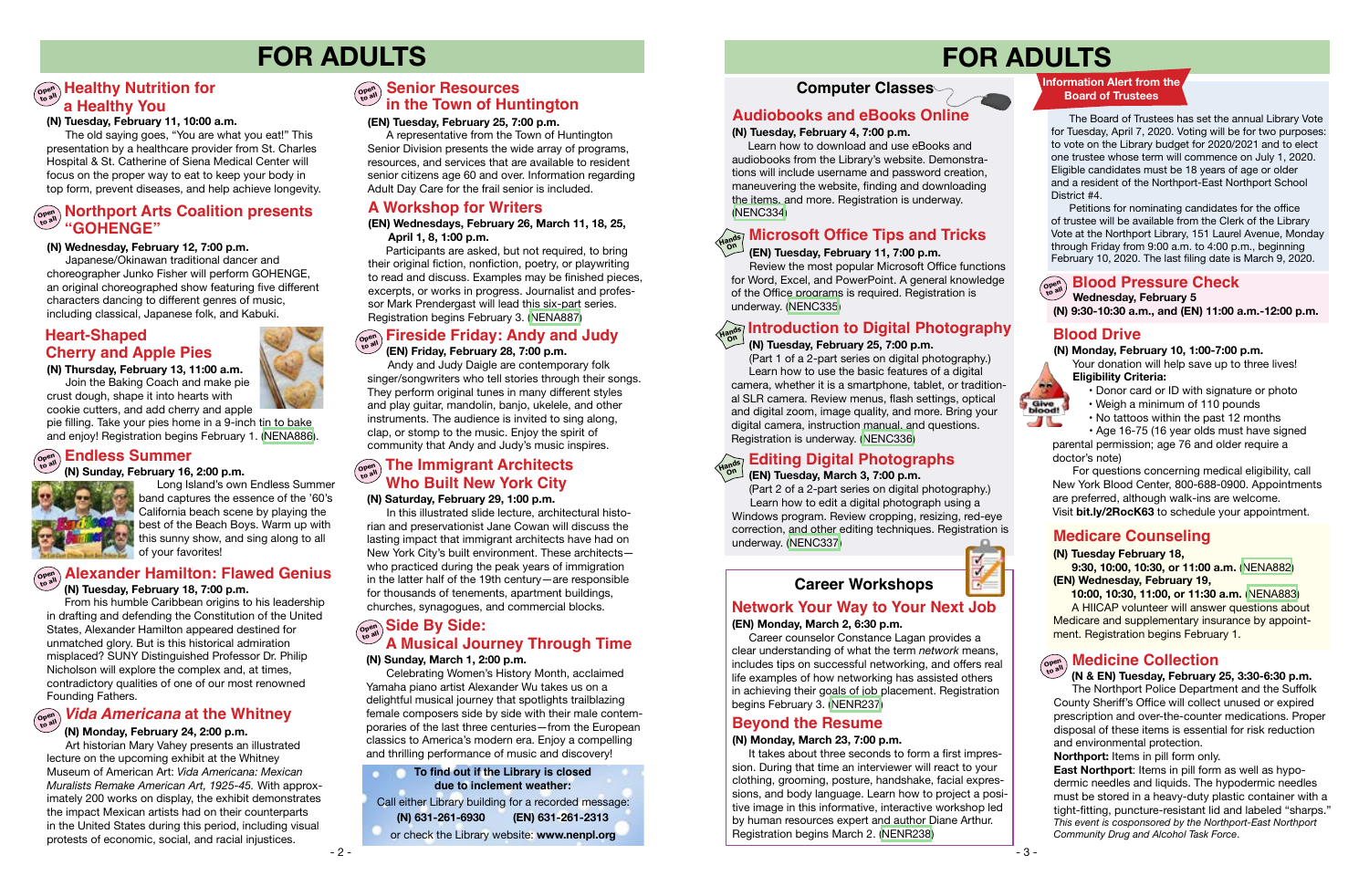# FOR ADULTS

## Healthy Nutrition for a Healthy You

**(N) Tuesday, February 11, 10:00 a.m.**

The old saying goes, "You are what you eat!" This presentation by a healthcare provider from St. Charles Hospital & St. Catherine of Siena Medical Center will focus on the proper way to eat to keep your body in top form, prevent diseases, and help achieve longevity.

## Northport Arts Coalition presents "GOHENGE"

**(N) Wednesday, February 12, 7:00 p.m.**

Japanese/Okinawan traditional dancer and choreographer Junko Fisher will perform GOHENGE, an original choreographed show featuring five different characters dancing to different genres of music, including classical, Japanese folk, and Kabuki.

## Heart-Shaped Cherry and Apple Pies

**(N) Thursday, February 13, 11:00 a.m.**

Join the Baking Coach and make pie crust dough, shape it into hearts with cookie cutters, and add cherry and apple pie filling. Take your pies home in a 9-inch tin to bake and enjoy! Registration begins February 1. (NENA886)

## Endless Summer

**(N) Sunday, February 16, 2:00 p.m.**

Long Island's own Endless Summer band captures the essence of the '60's California beach scene by playing the best of the Beach Boys. Warm up with this sunny show, and sing along to all of your favorites!

## Alexander Hamilton: Flawed Genius

**(N) Tuesday, February 18, 7:00 p.m.**

From his humble Caribbean origins to his leadership in drafting and defending the Constitution of the United States, Alexander Hamilton appeared destined for unmatched glory. But is this historical admiration misplaced? SUNY Distinguished Professor Dr. Philip Nicholson will explore the complex and, at times, contradictory qualities of one of our most renowned Founding Fathers.

## *Vida Americana* at the Whitney

**(N) Monday, February 24, 2:00 p.m.**

Art historian Mary Vahey presents an illustrated lecture on the upcoming exhibit at the Whitney Museum of American Art: *Vida Americana: Mexican Muralists Remake American Art, 1925-45.* With approximately 200 works on display, the exhibit demonstrates the impact Mexican artists had on their counterparts in the United States during this period, including visual protests of economic, social, and racial injustices.

## Senior Resources in the Town of Huntington

**(EN) Tuesday, February 25, 7:00 p.m.**

A representative from the Town of Huntington Senior Division presents the wide array of programs, resources, and services that are available to resident senior citizens age 60 and over. Information regarding Adult Day Care for the frail senior is included.

## A Workshop for Writers

**(EN) Wednesdays, February 26, March 11, 18, 25, April 1, 8, 1:00 p.m.**

Participants are asked, but not required, to bring their original fiction, nonfiction, poetry, or playwriting to read and discuss. Examples may be finished pieces, excerpts, or works in progress. Journalist and professor Mark Prendergast will lead this six-part series. Registration begins February 3. (NENA887)

## Fireside Friday: Andy and Judy

**(EN) Friday, February 28, 7:00 p.m.**

Andy and Judy Daigle are contemporary folk singer/songwriters who tell stories through their songs. They perform original tunes in many different styles and play guitar, mandolin, banjo, ukelele, and other instruments. The audience is invited to sing along, clap, or stomp to the music. Enjoy the spirit of community that Andy and Judy's music inspires.

## The Immigrant Architects Who Built New York City

**(N) Saturday, February 29, 1:00 p.m.**

In this illustrated slide lecture, architectural historian and preservationist Jane Cowan will discuss the lasting impact that immigrant architects have had on New York City's built environment. These architects—who practiced during the peak years of immigration in the latter half of the 19th century—are responsible for thousands of tenements, apartment buildings, churches, synagogues, and commercial blocks.

## Side By Side: A Musical Journey Through Time

**(N) Sunday, March 1, 2:00 p.m.**

Celebrating Women's History Month, acclaimed Yamaha piano artist Alexander Wu takes us on a delightful musical journey that spotlights trailblazing female composers side by side with their male contemporaries of the last three centuries—from the European classics to America's modern era. Enjoy a compelling and thrilling performance of music and discovery!

**To find out if the Library is closed due to inclement weather:**
Call either Library building for a recorded message:
**(N) 631-261-6930 (EN) 631-261-2313**
or check the Library website: **www.nenpl.org**

# FOR ADULTS

## Computer Classes

### Audiobooks and eBooks Online

**(N) Tuesday, February 4, 7:00 p.m.**

Learn how to download and use eBooks and audiobooks from the Library's website. Demonstrations will include username and password creation, maneuvering the website, finding and downloading the items, and more. Registration is underway. (NENC334)

### Microsoft Office Tips and Tricks

**(EN) Tuesday, February 11, 7:00 p.m.**

Review the most popular Microsoft Office functions for Word, Excel, and PowerPoint. A general knowledge of the Office programs is required. Registration is underway. (NENC335)

### Introduction to Digital Photography

**(N) Tuesday, February 25, 7:00 p.m.**

(Part 1 of a 2-part series on digital photography.)
Learn how to use the basic features of a digital camera, whether it is a smartphone, tablet, or traditional SLR camera. Review menus, flash settings, optical and digital zoom, image quality, and more. Bring your digital camera, instruction manual, and questions. Registration is underway. (NENC336)

### Editing Digital Photographs

**(EN) Tuesday, March 3, 7:00 p.m.**

(Part 2 of a 2-part series on digital photography.)
Learn how to edit a digital photograph using a Windows program. Review cropping, resizing, red-eye correction, and other editing techniques. Registration is underway. (NENC337)

## Career Workshops

### Network Your Way to Your Next Job

**(EN) Monday, March 2, 6:30 p.m.**

Career counselor Constance Lagan provides a clear understanding of what the term *network* means, includes tips on successful networking, and offers real life examples of how networking has assisted others in achieving their goals of job placement. Registration begins February 3. (NENR237)

### Beyond the Resume

**(N) Monday, March 23, 7:00 p.m.**

It takes about three seconds to form a first impression. During that time an interviewer will react to your clothing, grooming, posture, handshake, facial expressions, and body language. Learn how to project a positive image in this informative, interactive workshop led by human resources expert and author Diane Arthur. Registration begins March 2. (NENR238)

## Information Alert from the Board of Trustees

The Board of Trustees has set the annual Library Vote for Tuesday, April 7, 2020. Voting will be for two purposes: to vote on the Library budget for 2020/2021 and to elect one trustee whose term will commence on July 1, 2020. Eligible candidates must be 18 years of age or older and a resident of the Northport-East Northport School District #4.

Petitions for nominating candidates for the office of trustee will be available from the Clerk of the Library Vote at the Northport Library, 151 Laurel Avenue, Monday through Friday from 9:00 a.m. to 4:00 p.m., beginning February 10, 2020. The last filing date is March 9, 2020.

## Blood Pressure Check

**Wednesday, February 5**
**(N) 9:30-10:30 a.m., and (EN) 11:00 a.m.-12:00 p.m.**

## Blood Drive

**(N) Monday, February 10, 1:00-7:00 p.m.**

Your donation will help save up to three lives!

**Eligibility Criteria:**

- Donor card or ID with signature or photo
- Weigh a minimum of 110 pounds
- No tattoos within the past 12 months
- Age 16-75 (16 year olds must have signed parental permission; age 76 and older require a doctor's note)

For questions concerning medical eligibility, call New York Blood Center, 800-688-0900. Appointments are preferred, although walk-ins are welcome. Visit **bit.ly/2RocK63** to schedule your appointment.

## Medicare Counseling

**(N) Tuesday February 18, 9:30, 10:00, 10:30, or 11:00 a.m.** (NENA882)
**(EN) Wednesday, February 19, 10:00, 10:30, 11:00, or 11:30 a.m.** (NENA883)

A HIICAP volunteer will answer questions about Medicare and supplementary insurance by appointment. Registration begins February 1.

## Medicine Collection

**(N & EN) Tuesday, February 25, 3:30-6:30 p.m.**

The Northport Police Department and the Suffolk County Sheriff's Office will collect unused or expired prescription and over-the-counter medications. Proper disposal of these items is essential for risk reduction and environmental protection.

**Northport:** Items in pill form only.

**East Northport:** Items in pill form as well as hypodermic needles and liquids. The hypodermic needles must be stored in a heavy-duty plastic container with a tight-fitting, puncture-resistant lid and labeled "sharps."

*This event is cosponsored by the Northport-East Northport Community Drug and Alcohol Task Force.*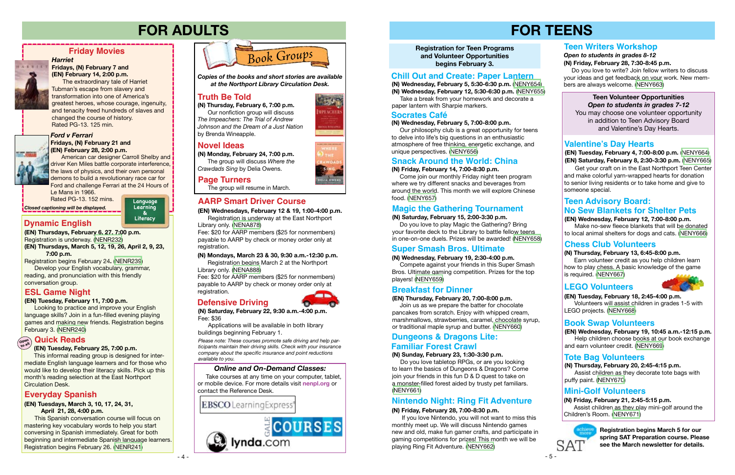# FOR ADULTS

## Friday Movies

***Harriet***

**Fridays, (N) February 7 and (EN) February 14, 2:00 p.m.**

The extraordinary tale of Harriet Tubman's escape from slavery and transformation into one of America's greatest heroes, whose courage, ingenuity, and tenacity freed hundreds of slaves and changed the course of history. Rated PG-13. 125 min.

***Ford v Ferrari***

**Fridays, (N) February 21 and (EN) February 28, 2:00 p.m.**

American car designer Carroll Shelby and driver Ken Miles battle corporate interference, the laws of physics, and their own personal demons to build a revolutionary race car for Ford and challenge Ferrari at the 24 Hours of Le Mans in 1966. Rated PG-13. 152 mins.

***Closed captioning will be displayed.***

**Language Learning & Literacy**

## Dynamic English

**(EN) Thursdays, February 6, 27, 7:00 p.m.**
Registration is underway. (NENR232)

**(EN) Thursdays, March 5, 12, 19, 26, April 2, 9, 23, 7:00 p.m.**
Registration begins February 24. (NENR239)

Develop your English vocabulary, grammar, reading, and pronunciation with this friendly conversation group.

## ESL Game Night

**(EN) Tuesday, February 11, 7:00 p.m.**

Looking to practice and improve your English language skills? Join in a fun-filled evening playing games and making new friends. Registration begins February 3. (NENR240)

## Quick Reads

*Open to all*

**(EN) Tuesday, February 25, 7:00 p.m.**

This informal reading group is designed for intermediate English language learners and for those who would like to develop their literacy skills. Pick up this month's reading selection at the East Northport Circulation Desk.

## Everyday Spanish

**(EN) Tuesdays, March 3, 10, 17, 24, 31, April 21, 28, 4:00 p.m.**

This Spanish conversation course will focus on mastering key vocabulary words to help you start conversing in Spanish immediately. Great for both beginning and intermediate Spanish language learners. Registration begins February 26. (NENR241)

## Book Groups

***Copies of the books and short stories are available at the Northport Library Circulation Desk.***

### Truth Be Told

**(N) Thursday, February 6, 7:00 p.m.**

Our nonfiction group will discuss *The Impeachers: The Trial of Andrew Johnson and the Dream of a Just Nation* by Brenda Wineapple.

### Novel Ideas

**(N) Monday, February 24, 7:00 p.m.**

The group will discuss *Where the Crawdads Sing* by Delia Owens.

### Page Turners

The group will resume in March.

## AARP Smart Driver Course

**(EN) Wednesdays, February 12 & 19, 1:00-4:00 p.m.**

Registration is underway at the East Northport Library only. (NENA878)

Fee: $20 for AARP members ($25 for nonmembers) payable to AARP by check or money order only at registration.

**(N) Mondays, March 23 & 30, 9:30 a.m.-12:30 p.m.**

Registration begins March 2 at the Northport Library only. (NENA888)

Fee: $20 for AARP members ($25 for nonmembers) payable to AARP by check or money order only at registration.

## Defensive Driving

**(N) Saturday, February 22, 9:30 a.m.-4:00 p.m.**

Fee: $36

Applications will be available in both library buildings beginning February 1.

*Please note: These courses promote safe driving and help participants maintain their driving skills. Check with your insurance company about the specific insurance and point reductions available to you.*

### *Online and On-Demand Classes:*

Take courses at any time on your computer, tablet, or mobile device. For more details visit **nenpl.org** or contact the Reference Desk.

EBSCO LearningExpress

GALE COURSES

lynda.com

# FOR TEENS

**Registration for Teen Programs and Volunteer Opportunities begins February 3.**

## Chill Out and Create: Paper Lantern

**(N) Wednesday, February 5, 5:30-6:30 p.m. (NENY654)**
**(N) Wednesday, February 12, 5:30-6:30 p.m. (NENY655)**

Take a break from your homework and decorate a paper lantern with Sharpie markers.

## Socrates Café

**(N) Wednesday, February 5, 7:00-8:00 p.m.**

Our philosophy club is a great opportunity for teens to delve into life's big questions in an enthusiastic atmosphere of free thinking, energetic exchange, and unique perspectives. (NENY656)

## Snack Around the World: China

**(N) Friday, February 14, 7:00-8:30 p.m.**

Come join our monthly Friday night teen program where we try different snacks and beverages from around the world. This month we will explore Chinese food. (NENY657)

## Magic the Gathering Tournament

**(N) Saturday, February 15, 2:00-3:30 p.m.**

Do you love to play Magic the Gathering? Bring your favorite deck to the Library to battle fellow teens in one-on-one duels. Prizes will be awarded! (NENY658)

## Super Smash Bros. Ultimate

**(N) Wednesday, February 19, 2:30-4:00 p.m.**

Compete against your friends in this Super Smash Bros. Ultimate gaming competition. Prizes for the top players! (NENY659)

## Breakfast for Dinner

**(EN) Thursday, February 20, 7:00-8:00 p.m.**

Join us as we prepare the batter for chocolate pancakes from scratch. Enjoy with whipped cream, marshmallows, strawberries, caramel, chocolate syrup, or traditional maple syrup and butter. (NENY660)

## Dungeons & Dragons Lite: Familiar Forest Crawl

**(N) Sunday, February 23, 1:30-3:30 p.m.**

Do you love tabletop RPGs, or are you looking to learn the basics of Dungeons & Dragons? Come join your friends in this fun D & D quest to take on a monster-filled forest aided by trusty pet familiars. (NENY661)

## Nintendo Night: Ring Fit Adventure

**(N) Friday, February 28, 7:00-8:30 p.m.**

If you love Nintendo, you will not want to miss this monthly meet up. We will discuss Nintendo games new and old, make fun gamer crafts, and participate in gaming competitions for prizes! This month we will be playing Ring Fit Adventure. (NENY662)

## Teen Writers Workshop

***Open to students in grades 8-12***

**(N) Friday, February 28, 7:30-8:45 p.m.**

Do you love to write? Join fellow writers to discuss your ideas and get feedback on your work. New members are always welcome. (NENY663)

**Teen Volunteer Opportunities**
***Open to students in grades 7-12***
You may choose one volunteer opportunity in addition to Teen Advisory Board and Valentine's Day Hearts.

## Valentine's Day Hearts

**(EN) Tuesday, February 4, 7:00-8:00 p.m. (NENY664)**
**(EN) Saturday, February 8, 2:30-3:30 p.m. (NENY665)**

Get your craft on in the East Northport Teen Center and make colorful yarn-wrapped hearts for donation to senior living residents or to take home and give to someone special.

## Teen Advisory Board: No Sew Blankets for Shelter Pets

**(EN) Wednesday, February 12, 7:00-8:00 p.m.**

Make no-sew fleece blankets that will be donated to local animal shelters for dogs and cats. (NENY666)

## Chess Club Volunteers

**(N) Thursday, February 13, 6:45-8:00 p.m.**

Earn volunteer credit as you help children learn how to play chess. A basic knowledge of the game is required. (NENY667)

## LEGO Volunteers

**(EN) Tuesday, February 18, 2:45-4:00 p.m.**

Volunteers will assist children in grades 1-5 with LEGO projects. (NENY668)

## Book Swap Volunteers

**(EN) Wednesday, February 19, 10:45 a.m.-12:15 p.m.**

Help children choose books at our book exchange and earn volunteer credit. (NENY669)

## Tote Bag Volunteers

**(N) Thursday, February 20, 2:45-4:15 p.m.**

Assist children as they decorate tote bags with puffy paint. (NENY670)

## Mini-Golf Volunteers

**(N) Friday, February 21, 2:45-5:15 p.m.**

Assist children as they play mini-golf around the Children's Room. (NENY671)

**Registration begins March 5 for our spring SAT Preparation course. Please see the March newsletter for details.**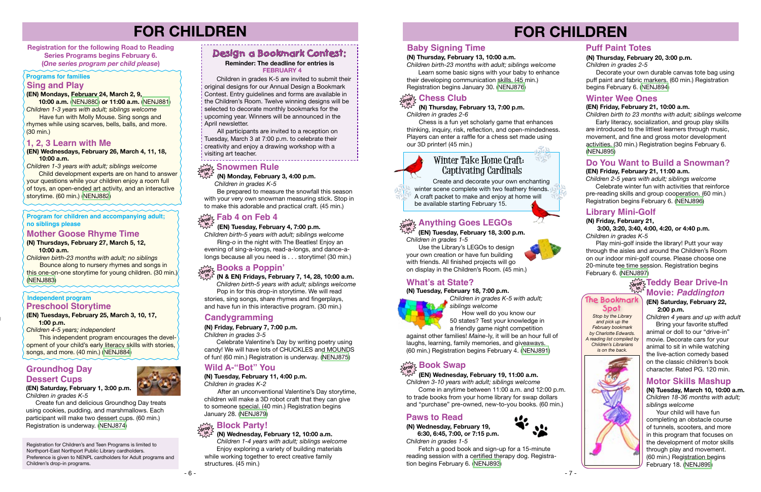# FOR CHILDREN

**Registration for the following Road to Reading Series Programs begins February 6. (*One series program per child please*)**

**Programs for families**

## Sing and Play

**(EN) Mondays, February 24, March 2, 9, 10:00 a.m. (NENJ880) or 11:00 a.m. (NENJ881)**

*Children 1-3 years with adult; siblings welcome*

Have fun with Molly Mouse. Sing songs and rhymes while using scarves, bells, balls, and more. (30 min.)

## 1, 2, 3 Learn with Me

**(EN) Wednesdays, February 26, March 4, 11, 18, 10:00 a.m.**

*Children 1-3 years with adult; siblings welcome*

Child development experts are on hand to answer your questions while your children enjoy a room full of toys, an open-ended art activity, and an interactive storytime. (60 min.) (NENJ882)

**Program for children and accompanying adult; no siblings please**

## Mother Goose Rhyme Time

**(N) Thursdays, February 27, March 5, 12, 10:00 a.m.**

*Children birth-23 months with adult; no siblings*

Bounce along to nursery rhymes and songs in this one-on-one storytime for young children. (30 min.) (NENJ883)

**Independent program**

## Preschool Storytime

**(EN) Tuesdays, February 25, March 3, 10, 17, 1:00 p.m.**

*Children 4-5 years; independent*

This independent program encourages the development of your child's early literacy skills with stories, songs, and more. (40 min.) (NENJ884)

## Groundhog Day Dessert Cups

**(EN) Saturday, February 1, 3:00 p.m.**

*Children in grades K-5*

Create fun and delicious Groundhog Day treats using cookies, pudding, and marshmallows. Each participant will make two dessert cups. (60 min.) Registration is underway. (NENJ874)

Registration for Children's and Teen Programs is limited to Northport-East Northport Public Library cardholders. Preference is given to NENPL cardholders for Adult programs and Children's drop-in programs.

## Design a Bookmark Contest:

**Reminder: The deadline for entries is FEBRUARY 4**

Children in grades K-5 are invited to submit their original designs for our Annual Design a Bookmark Contest. Entry guidelines and forms are available in the Children's Room. Twelve winning designs will be selected to decorate monthly bookmarks for the upcoming year. Winners will be announced in the April newsletter.

All participants are invited to a reception on Tuesday, March 3 at 7:00 p.m. to celebrate their creativity and enjoy a drawing workshop with a visiting art teacher.

## Snowmen Rule

drop in

**(N) Monday, February 3, 4:00 p.m.**

*Children in grades K-5*

Be prepared to measure the snowfall this season with your very own snowman measuring stick. Stop in to make this adorable and practical craft. (45 min.)

## Fab 4 on Feb 4

drop in

**(EN) Tuesday, February 4, 7:00 p.m.**

*Children birth-5 years with adult; siblings welcome*

Ring-o in the night with The Beatles! Enjoy an evening of sing-a-longs, read-a-longs, and dance-a-longs because all you need is . . . storytime! (30 min.)

## Books a Poppin'

drop in

**(N & EN) Fridays, February 7, 14, 28, 10:00 a.m.**

*Children birth-5 years with adult; siblings welcome*

Pop in for this drop-in storytime. We will read stories, sing songs, share rhymes and fingerplays, and have fun in this interactive program. (30 min.)

## Candygramming

**(N) Friday, February 7, 7:00 p.m.**

*Children in grades 3-5*

Celebrate Valentine's Day by writing poetry using candy! We will have lots of CHUCKLES and MOUNDS of fun! (60 min.) Registration is underway. (NENJ875)

## Wild A-"Bot" You

**(N) Tuesday, February 11, 4:00 p.m.**

*Children in grades K-2*

After an unconventional Valentine's Day storytime, children will make a 3D robot craft that they can give to someone special. (40 min.) Registration begins January 28. (NENJ879)

## Block Party!

drop in

**(N) Wednesday, February 12, 10:00 a.m.**

*Children 1-4 years with adult; siblings welcome*

Enjoy exploring a variety of building materials while working together to erect creative family structures. (45 min.)

# FOR CHILDREN

## Baby Signing Time

**(N) Thursday, February 13, 10:00 a.m.**

*Children birth-23 months with adult; siblings welcome*

Learn some basic signs with your baby to enhance their developing communication skills. (45 min.) Registration begins January 30. (NENJ876)

## Chess Club

drop in

**(N) Thursday, February 13, 7:00 p.m.**

*Children in grades 2-6*

Chess is a fun yet scholarly game that enhances thinking, inquiry, risk, reflection, and open-mindedness. Players can enter a raffle for a chess set made using our 3D printer! (45 min.)

## Winter Take Home Craft: Captivating Cardinals

Create and decorate your own enchanting winter scene complete with two feathery friends. A craft packet to make and enjoy at home will be available starting February 15.

## Anything Goes LEGOs

drop in

**(EN) Tuesday, February 18, 3:00 p.m.**

*Children in grades 1-5*

Use the Library's LEGOs to design your own creation or have fun building with friends. All finished projects will go on display in the Children's Room. (45 min.)

## What's at State?

**(N) Tuesday, February 18, 7:00 p.m.**

*Children in grades K-5 with adult; siblings welcome*

How well do you know our 50 states? Test your knowledge in a friendly game night competition against other families! *Maine*-ly, it will be an hour full of laughs, learning, family memories, and giveaways. (60 min.) Registration begins February 4. (NENJ891)

## Book Swap

drop in

**(EN) Wednesday, February 19, 11:00 a.m.**

*Children 3-10 years with adult; siblings welcome*

Come in anytime between 11:00 a.m. and 12:00 p.m. to trade books from your home library for swap dollars and "purchase" pre-owned, new-to-you books. (60 min.)

## Paws to Read

**(N) Wednesday, February 19, 6:30, 6:45, 7:00, or 7:15 p.m.**

*Children in grades 1-5*

Fetch a good book and sign-up for a 15-minute reading session with a certified therapy dog. Registration begins February 6. (NENJ893)

## Puff Paint Totes

**(N) Thursday, February 20, 3:00 p.m.**

*Children in grades 2-5*

Decorate your own durable canvas tote bag using puff paint and fabric markers. (60 min.) Registration begins February 6. (NENJ894)

## Winter Wee Ones

**(EN) Friday, February 21, 10:00 a.m.**

*Children birth to 23 months with adult; siblings welcome*

Early literacy, socialization, and group play skills are introduced to the littlest learners through music, movement, and fine and gross motor development activities. (30 min.) Registration begins February 6. (NENJ895)

## Do You Want to Build a Snowman?

**(EN) Friday, February 21, 11:00 a.m.**

*Children 2-5 years with adult; siblings welcome*

Celebrate winter fun with activities that reinforce pre-reading skills and group cooperation. (60 min.) Registration begins February 6. (NENJ896)

## Library Mini-Golf

**(N) Friday, February 21, 3:00, 3:20, 3:40, 4:00, 4:20, or 4:40 p.m.**

*Children in grades K-5*

Play mini-golf inside the library! Putt your way through the aisles and around the Children's Room on our indoor mini-golf course. Please choose one 20-minute tee time session. Registration begins February 6. (NENJ897)

### The Bookmark Spot

*Stop by the Library and pick up the February bookmark by Charlotte Edwards. A reading list compiled by Children's Librarians is on the back.*

## Teddy Bear Drive-In Movie: *Paddington*

drop in

**(EN) Saturday, February 22, 2:00 p.m.**

*Children 4 years and up with adult*

Bring your favorite stuffed animal or doll to our "drive-in" movie. Decorate cars for your animal to sit in while watching the live-action comedy based on the classic children's book character. Rated PG. 120 min.

## Motor Skills Mashup

**(N) Tuesday, March 10, 10:00 a.m.**

*Children 18-36 months with adult; siblings welcome*

Your child will have fun completing an obstacle course of tunnels, scooters, and more in this program that focuses on the development of motor skills through play and movement. (60 min.) Registration begins February 18. (NENJ899)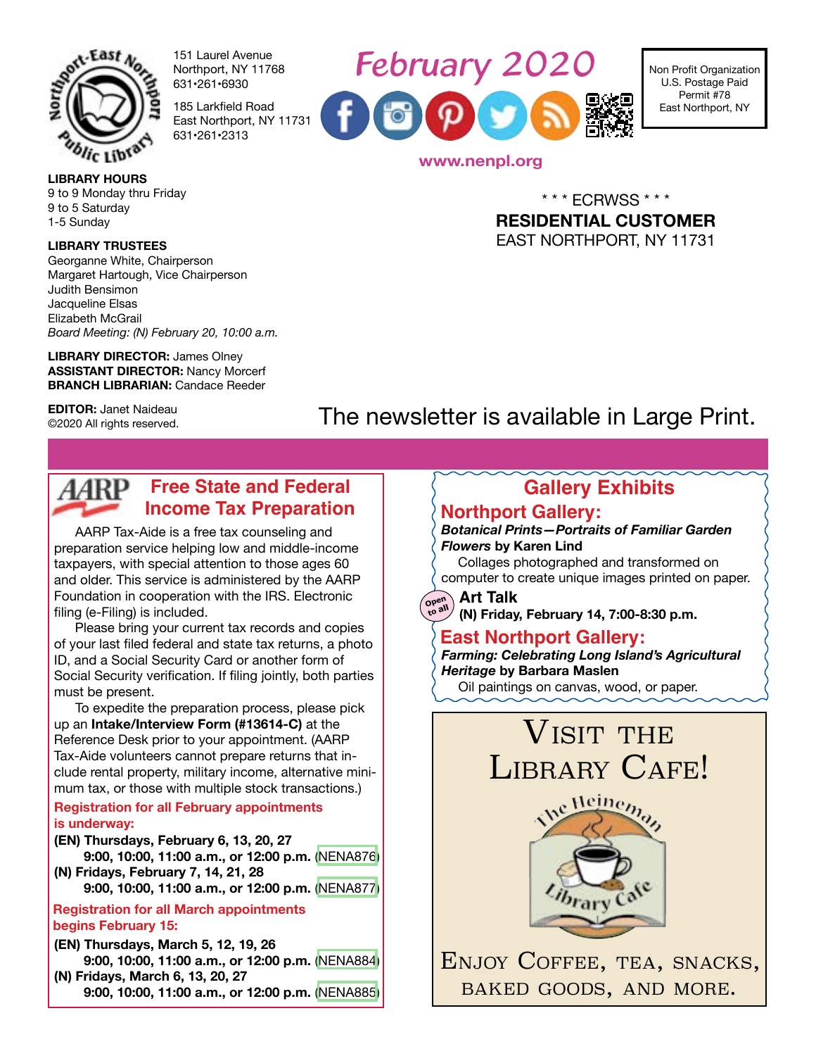151 Laurel Avenue
Northport, NY 11768
631•261•6930

185 Larkfield Road
East Northport, NY 11731
631•261•2313

# February 2020

www.nenpl.org

Non Profit Organization
U.S. Postage Paid
Permit #78
East Northport, NY

*** ECRWSS ***
**RESIDENTIAL CUSTOMER**
EAST NORTHPORT, NY 11731

**LIBRARY HOURS**
9 to 9 Monday thru Friday
9 to 5 Saturday
1-5 Sunday

**LIBRARY TRUSTEES**
Georganne White, Chairperson
Margaret Hartough, Vice Chairperson
Judith Bensimon
Jacqueline Elsas
Elizabeth McGrail
*Board Meeting: (N) February 20, 10:00 a.m.*

**LIBRARY DIRECTOR:** James Olney
**ASSISTANT DIRECTOR:** Nancy Morcerf
**BRANCH LIBRARIAN:** Candace Reeder

**EDITOR:** Janet Naideau
©2020 All rights reserved.

The newsletter is available in Large Print.

## Free State and Federal Income Tax Preparation

AARP Tax-Aide is a free tax counseling and preparation service helping low and middle-income taxpayers, with special attention to those ages 60 and older. This service is administered by the AARP Foundation in cooperation with the IRS. Electronic filing (e-Filing) is included.

Please bring your current tax records and copies of your last filed federal and state tax returns, a photo ID, and a Social Security Card or another form of Social Security verification. If filing jointly, both parties must be present.

To expedite the preparation process, please pick up an **Intake/Interview Form (#13614-C)** at the Reference Desk prior to your appointment. (AARP Tax-Aide volunteers cannot prepare returns that include rental property, military income, alternative minimum tax, or those with multiple stock transactions.)

**Registration for all February appointments is underway:**

**(EN) Thursdays, February 6, 13, 20, 27**
**9:00, 10:00, 11:00 a.m., or 12:00 p.m.** (NENA876)
**(N) Fridays, February 7, 14, 21, 28**
**9:00, 10:00, 11:00 a.m., or 12:00 p.m.** (NENA877)

**Registration for all March appointments begins February 15:**

**(EN) Thursdays, March 5, 12, 19, 26**
**9:00, 10:00, 11:00 a.m., or 12:00 p.m.** (NENA884)
**(N) Fridays, March 6, 13, 20, 27**
**9:00, 10:00, 11:00 a.m., or 12:00 p.m.** (NENA885)

## Gallery Exhibits

### Northport Gallery:

***Botanical Prints—Portraits of Familiar Garden Flowers* by Karen Lind**

Collages photographed and transformed on computer to create unique images printed on paper.

Open to all
**Art Talk**
**(N) Friday, February 14, 7:00-8:30 p.m.**

### East Northport Gallery:

***Farming: Celebrating Long Island's Agricultural Heritage* by Barbara Maslen**

Oil paintings on canvas, wood, or paper.

## Visit the Library Cafe!

The Heineman Library Cafe

Enjoy coffee, tea, snacks, baked goods, and more.